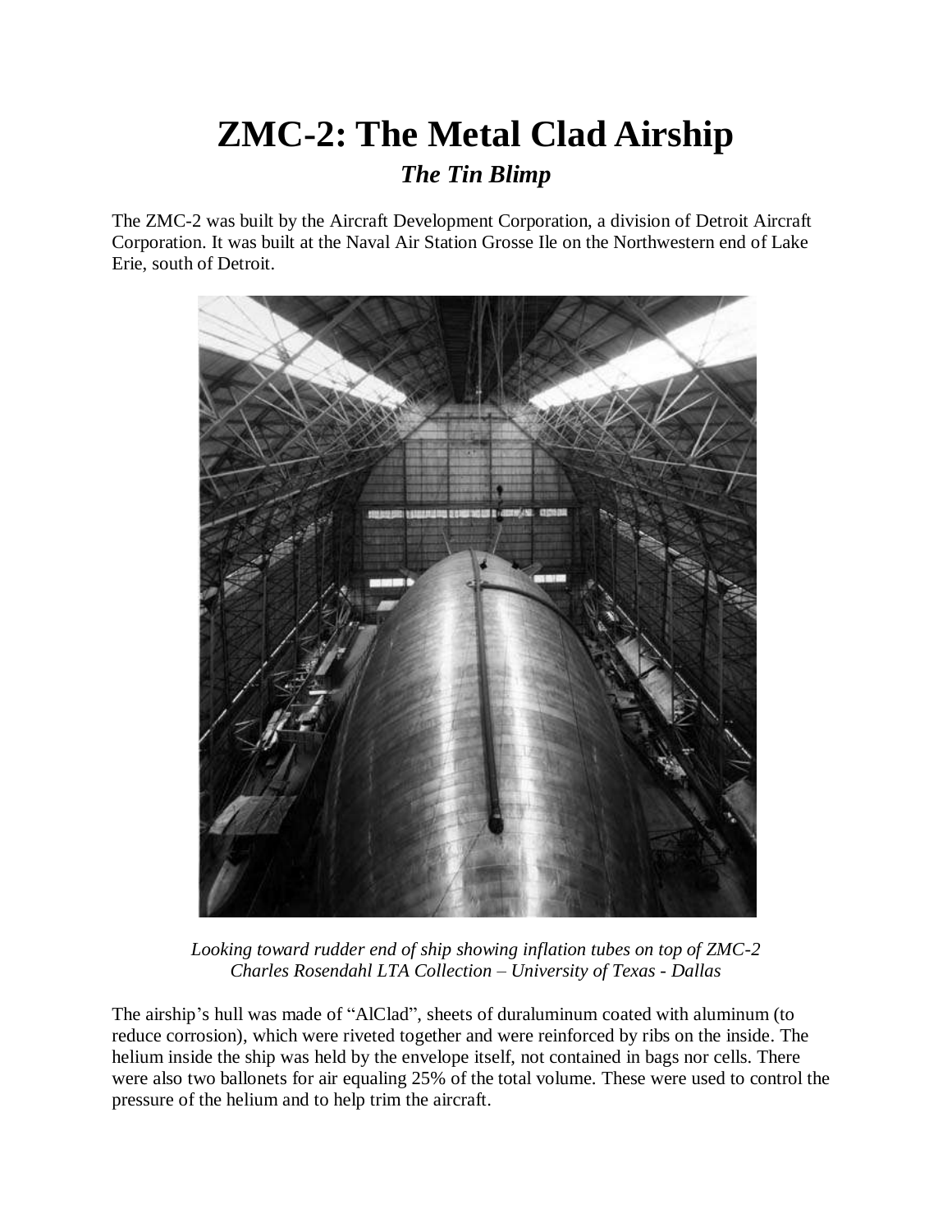# ZMC-2: The Metal Clad Airship

## *The Tin Blimp*

The ZMC-2 was built by the Aircraft Development Corporation, a division of Detroit Aircraft Corporation. It was built at the Naval Air Station Grosse Ile on the Northwestern end of Lake Erie, south of Detroit.

*Looking toward rudder end of ship showing inflation tubes on top of ZMC-2*
*Charles Rosendahl LTA Collection – University of Texas - Dallas*

The airship's hull was made of "AlClad", sheets of duraluminum coated with aluminum (to reduce corrosion), which were riveted together and were reinforced by ribs on the inside. The helium inside the ship was held by the envelope itself, not contained in bags nor cells. There were also two ballonets for air equaling 25% of the total volume. These were used to control the pressure of the helium and to help trim the aircraft.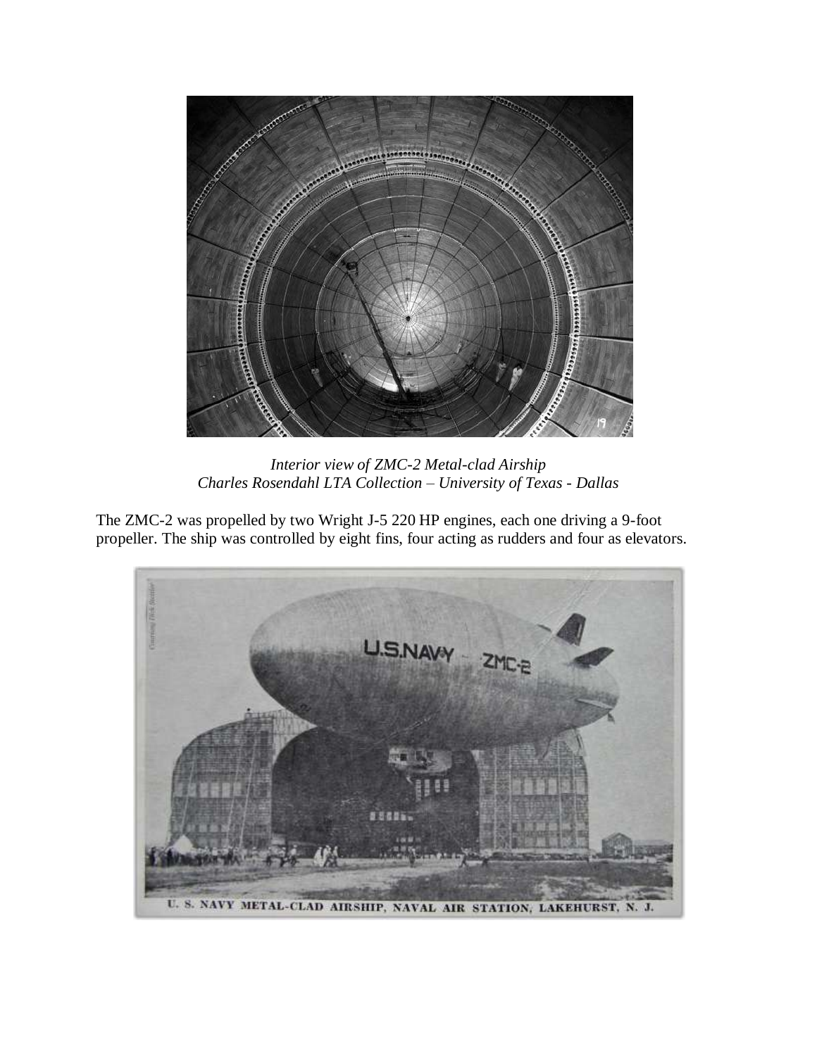*Interior view of ZMC-2 Metal-clad Airship*
*Charles Rosendahl LTA Collection – University of Texas - Dallas*

The ZMC-2 was propelled by two Wright J-5 220 HP engines, each one driving a 9-foot propeller. The ship was controlled by eight fins, four acting as rudders and four as elevators.

U. S. NAVY METAL-CLAD AIRSHIP, NAVAL AIR STATION, LAKEHURST, N. J.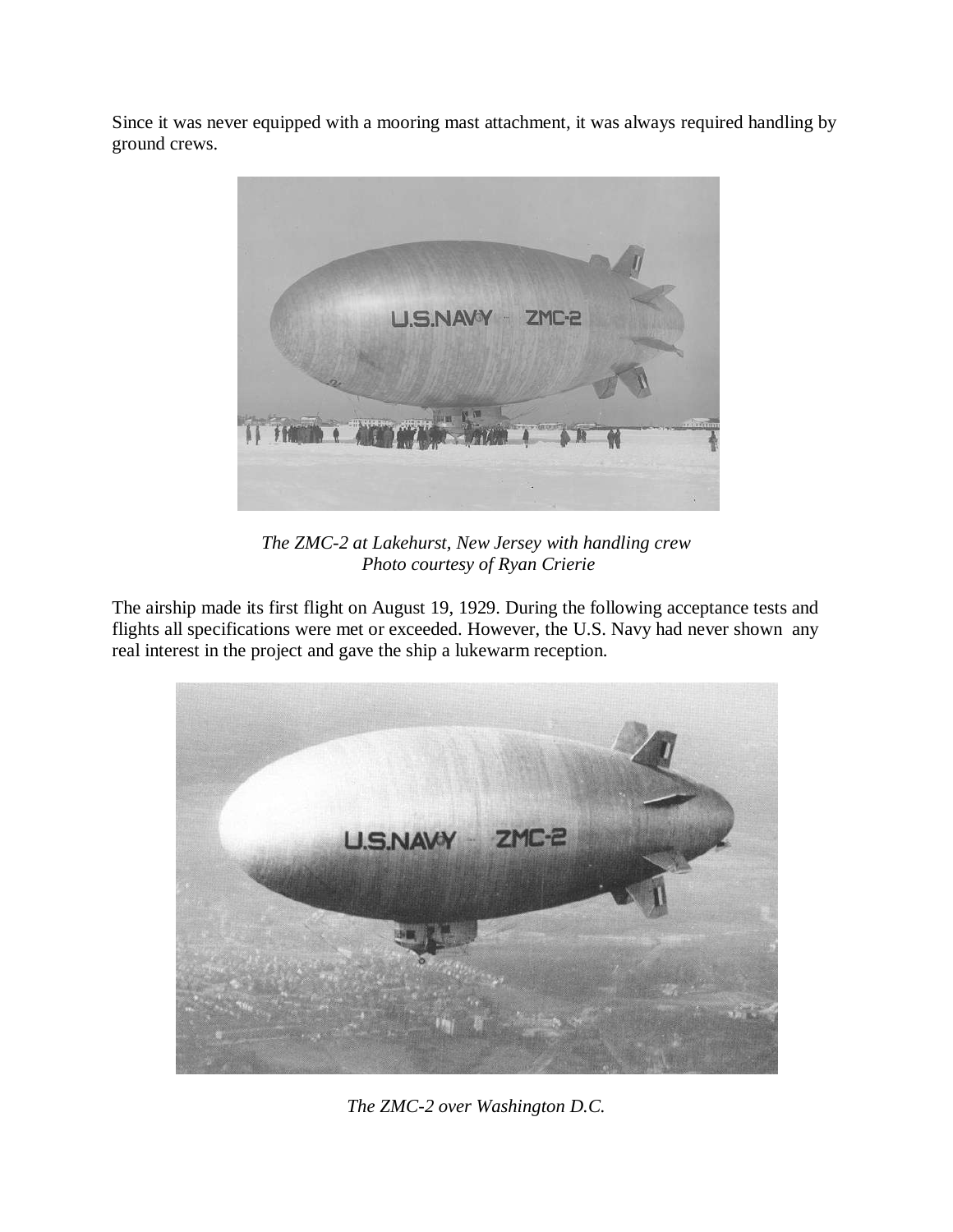Since it was never equipped with a mooring mast attachment, it was always required handling by ground crews.

*The ZMC-2 at Lakehurst, New Jersey with handling crew*
*Photo courtesy of Ryan Crierie*

The airship made its first flight on August 19, 1929. During the following acceptance tests and flights all specifications were met or exceeded. However, the U.S. Navy had never shown any real interest in the project and gave the ship a lukewarm reception.

*The ZMC-2 over Washington D.C.*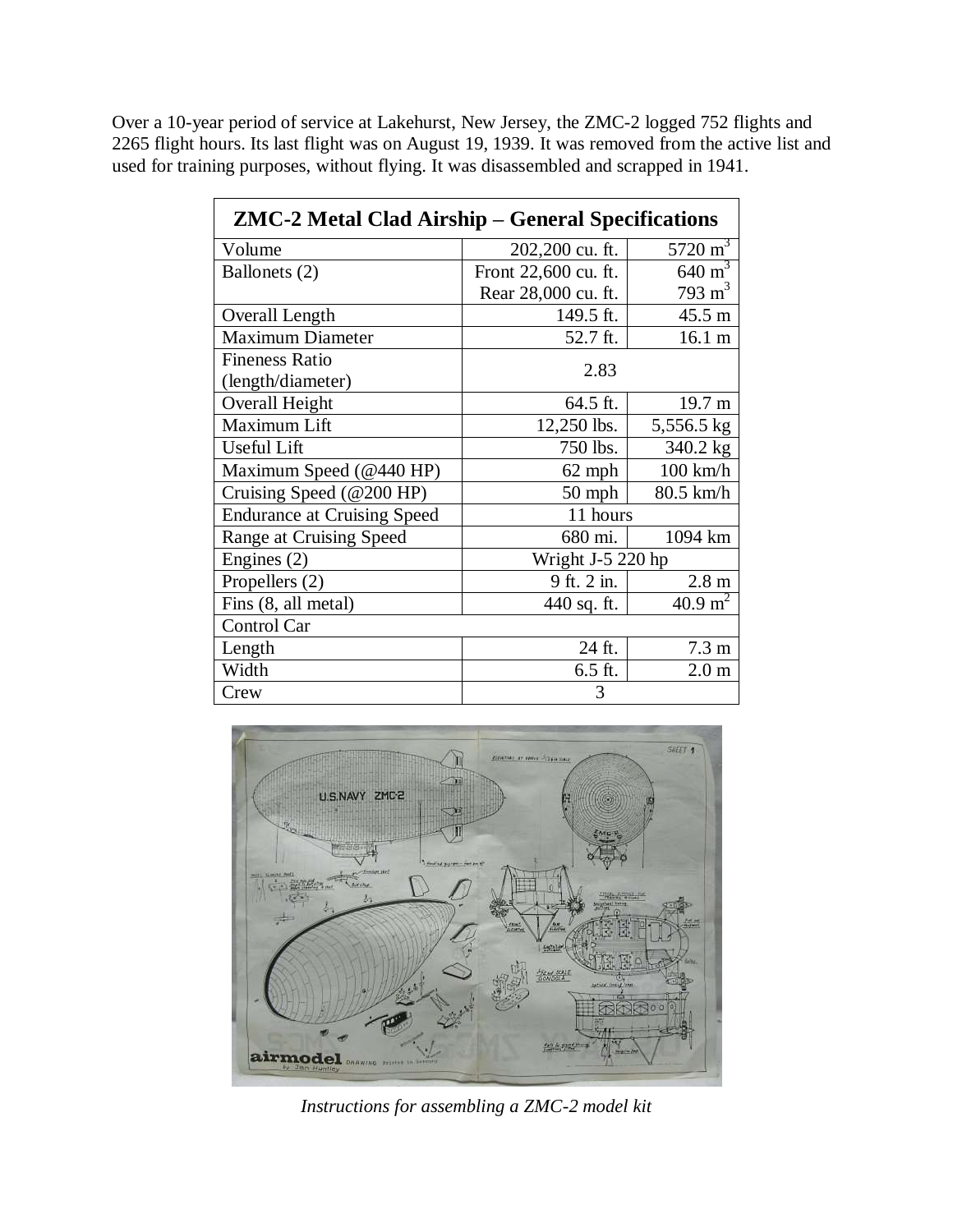Over a 10-year period of service at Lakehurst, New Jersey, the ZMC-2 logged 752 flights and 2265 flight hours. Its last flight was on August 19, 1939. It was removed from the active list and used for training purposes, without flying. It was disassembled and scrapped in 1941.

| ZMC-2 Metal Clad Airship – General Specifications | | |
|---|---|---|
| Volume | 202,200 cu. ft. | 5720 $m^3$ |
| Ballonets (2) | Front 22,600 cu. ft.<br>Rear 28,000 cu. ft. | 640 $m^3$<br>793 $m^3$ |
| Overall Length | 149.5 ft. | 45.5 m |
| Maximum Diameter | 52.7 ft. | 16.1 m |
| Fineness Ratio (length/diameter) | 2.83 | |
| Overall Height | 64.5 ft. | 19.7 m |
| Maximum Lift | 12,250 lbs. | 5,556.5 kg |
| Useful Lift | 750 lbs. | 340.2 kg |
| Maximum Speed (@440 HP) | 62 mph | 100 km/h |
| Cruising Speed (@200 HP) | 50 mph | 80.5 km/h |
| Endurance at Cruising Speed | 11 hours | |
| Range at Cruising Speed | 680 mi. | 1094 km |
| Engines (2) | Wright J-5 220 hp | |
| Propellers (2) | 9 ft. 2 in. | 2.8 m |
| Fins (8, all metal) | 440 sq. ft. | 40.9 $m^2$ |
| Control Car | | |
| Length | 24 ft. | 7.3 m |
| Width | 6.5 ft. | 2.0 m |
| Crew | 3 | |

*Instructions for assembling a ZMC-2 model kit*